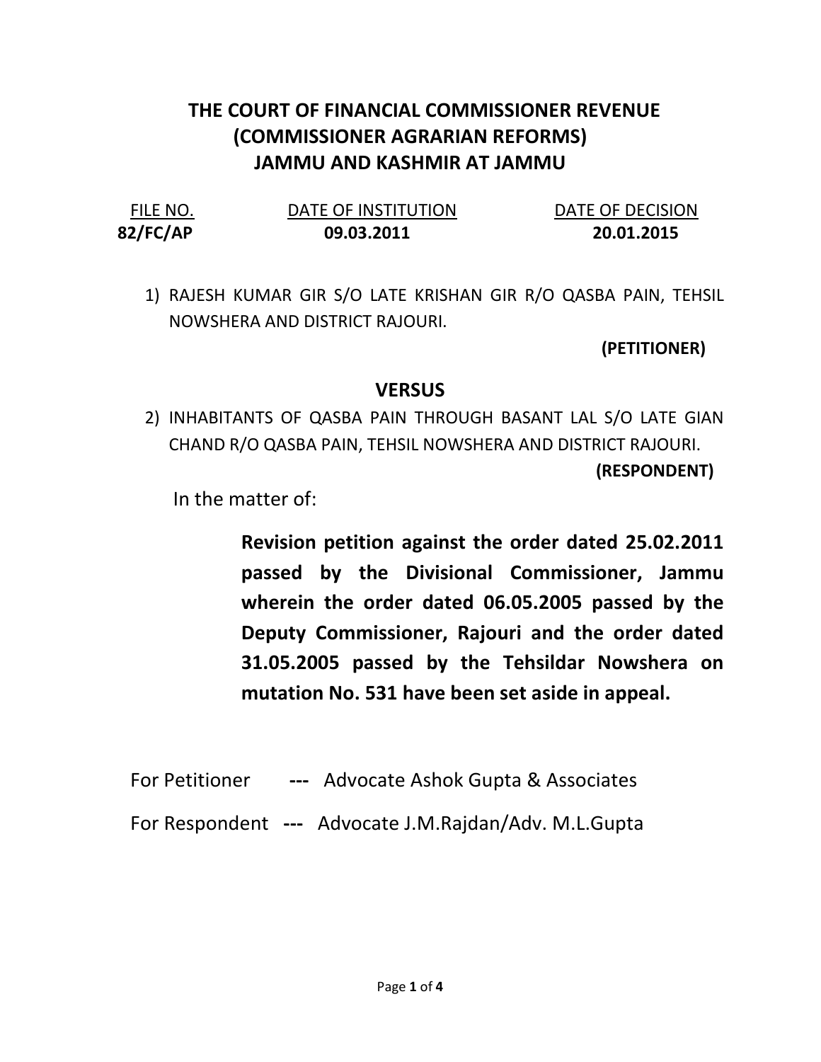# THE COURT OF FINANCIAL COMMISSIONER REVENUE (COMMISSIONER AGRARIAN REFORMS) JAMMU AND KASHMIR AT JAMMU

| FILE NO. | DATE OF INSTITUTION | DATE OF DECISION |
|---|---|---|
| **82/FC/AP** | **09.03.2011** | **20.01.2015** |

1) RAJESH KUMAR GIR S/O LATE KRISHAN GIR R/O QASBA PAIN, TEHSIL NOWSHERA AND DISTRICT RAJOURI.

**(PETITIONER)**

**VERSUS**

2) INHABITANTS OF QASBA PAIN THROUGH BASANT LAL S/O LATE GIAN CHAND R/O QASBA PAIN, TEHSIL NOWSHERA AND DISTRICT RAJOURI.

**(RESPONDENT)**

In the matter of:

**Revision petition against the order dated 25.02.2011 passed by the Divisional Commissioner, Jammu wherein the order dated 06.05.2005 passed by the Deputy Commissioner, Rajouri and the order dated 31.05.2005 passed by the Tehsildar Nowshera on mutation No. 531 have been set aside in appeal.**

For Petitioner **---** Advocate Ashok Gupta & Associates

For Respondent **---** Advocate J.M.Rajdan/Adv. M.L.Gupta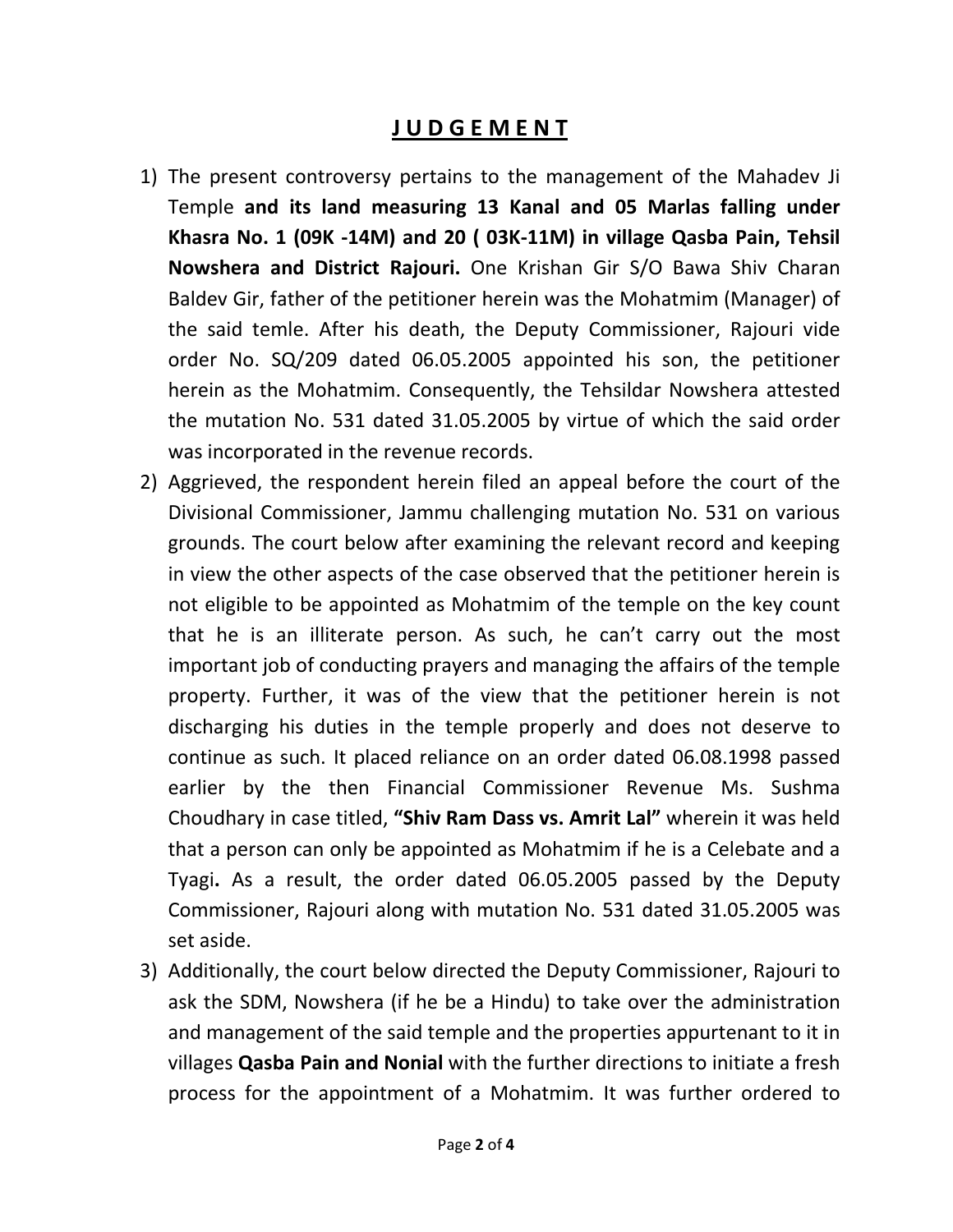# **J U D G E M E N T**

1) The present controversy pertains to the management of the Mahadev Ji Temple **and its land measuring 13 Kanal and 05 Marlas falling under Khasra No. 1 (09K -14M) and 20 ( 03K-11M) in village Qasba Pain, Tehsil Nowshera and District Rajouri.** One Krishan Gir S/O Bawa Shiv Charan Baldev Gir, father of the petitioner herein was the Mohatmim (Manager) of the said temle. After his death, the Deputy Commissioner, Rajouri vide order No. SQ/209 dated 06.05.2005 appointed his son, the petitioner herein as the Mohatmim. Consequently, the Tehsildar Nowshera attested the mutation No. 531 dated 31.05.2005 by virtue of which the said order was incorporated in the revenue records.
2) Aggrieved, the respondent herein filed an appeal before the court of the Divisional Commissioner, Jammu challenging mutation No. 531 on various grounds. The court below after examining the relevant record and keeping in view the other aspects of the case observed that the petitioner herein is not eligible to be appointed as Mohatmim of the temple on the key count that he is an illiterate person. As such, he can't carry out the most important job of conducting prayers and managing the affairs of the temple property. Further, it was of the view that the petitioner herein is not discharging his duties in the temple properly and does not deserve to continue as such. It placed reliance on an order dated 06.08.1998 passed earlier by the then Financial Commissioner Revenue Ms. Sushma Choudhary in case titled, **"Shiv Ram Dass vs. Amrit Lal"** wherein it was held that a person can only be appointed as Mohatmim if he is a Celebate and a Tyagi**.** As a result, the order dated 06.05.2005 passed by the Deputy Commissioner, Rajouri along with mutation No. 531 dated 31.05.2005 was set aside.
3) Additionally, the court below directed the Deputy Commissioner, Rajouri to ask the SDM, Nowshera (if he be a Hindu) to take over the administration and management of the said temple and the properties appurtenant to it in villages **Qasba Pain and Nonial** with the further directions to initiate a fresh process for the appointment of a Mohatmim. It was further ordered to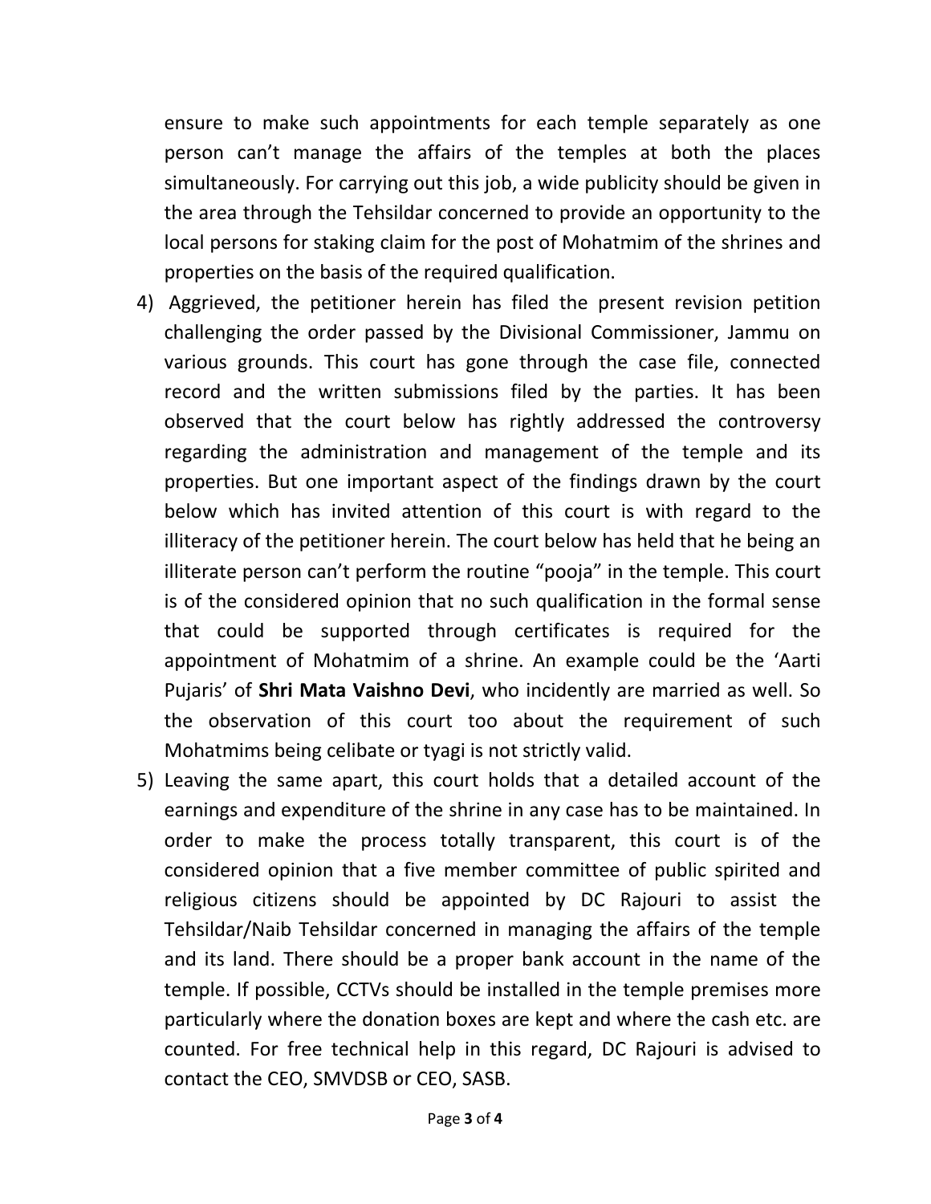ensure to make such appointments for each temple separately as one person can't manage the affairs of the temples at both the places simultaneously. For carrying out this job, a wide publicity should be given in the area through the Tehsildar concerned to provide an opportunity to the local persons for staking claim for the post of Mohatmim of the shrines and properties on the basis of the required qualification.

4) Aggrieved, the petitioner herein has filed the present revision petition challenging the order passed by the Divisional Commissioner, Jammu on various grounds. This court has gone through the case file, connected record and the written submissions filed by the parties. It has been observed that the court below has rightly addressed the controversy regarding the administration and management of the temple and its properties. But one important aspect of the findings drawn by the court below which has invited attention of this court is with regard to the illiteracy of the petitioner herein. The court below has held that he being an illiterate person can't perform the routine "pooja" in the temple. This court is of the considered opinion that no such qualification in the formal sense that could be supported through certificates is required for the appointment of Mohatmim of a shrine. An example could be the 'Aarti Pujaris' of **Shri Mata Vaishno Devi**, who incidently are married as well. So the observation of this court too about the requirement of such Mohatmims being celibate or tyagi is not strictly valid.

5) Leaving the same apart, this court holds that a detailed account of the earnings and expenditure of the shrine in any case has to be maintained. In order to make the process totally transparent, this court is of the considered opinion that a five member committee of public spirited and religious citizens should be appointed by DC Rajouri to assist the Tehsildar/Naib Tehsildar concerned in managing the affairs of the temple and its land. There should be a proper bank account in the name of the temple. If possible, CCTVs should be installed in the temple premises more particularly where the donation boxes are kept and where the cash etc. are counted. For free technical help in this regard, DC Rajouri is advised to contact the CEO, SMVDSB or CEO, SASB.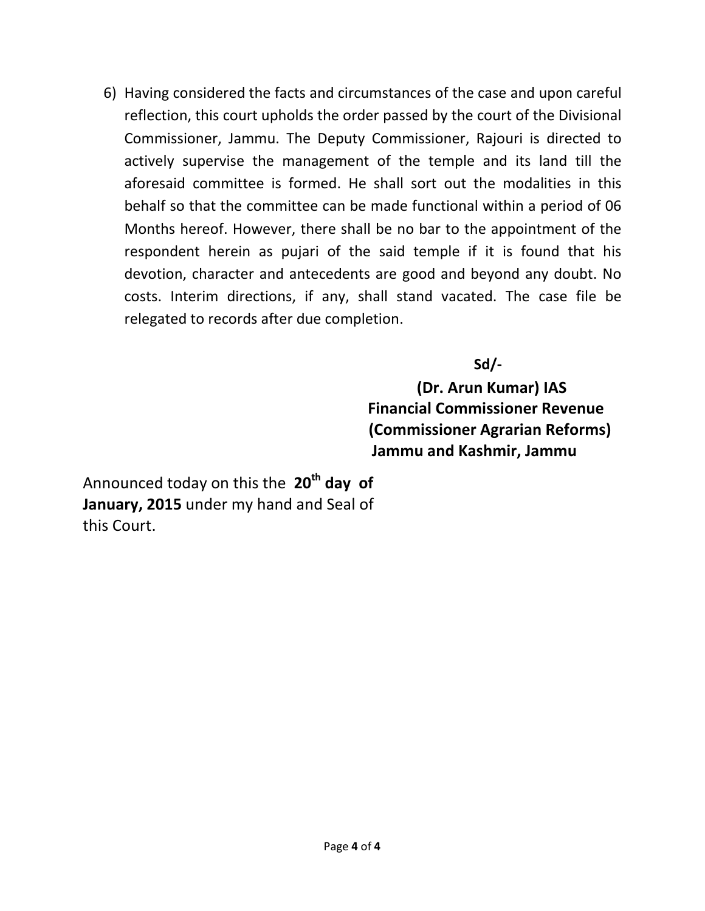6) Having considered the facts and circumstances of the case and upon careful reflection, this court upholds the order passed by the court of the Divisional Commissioner, Jammu. The Deputy Commissioner, Rajouri is directed to actively supervise the management of the temple and its land till the aforesaid committee is formed. He shall sort out the modalities in this behalf so that the committee can be made functional within a period of 06 Months hereof. However, there shall be no bar to the appointment of the respondent herein as pujari of the said temple if it is found that his devotion, character and antecedents are good and beyond any doubt. No costs. Interim directions, if any, shall stand vacated. The case file be relegated to records after due completion.

**Sd/-**

**(Dr. Arun Kumar) IAS**
**Financial Commissioner Revenue**
**(Commissioner Agrarian Reforms)**
**Jammu and Kashmir, Jammu**

Announced today on this the **20th day of January, 2015** under my hand and Seal of this Court.